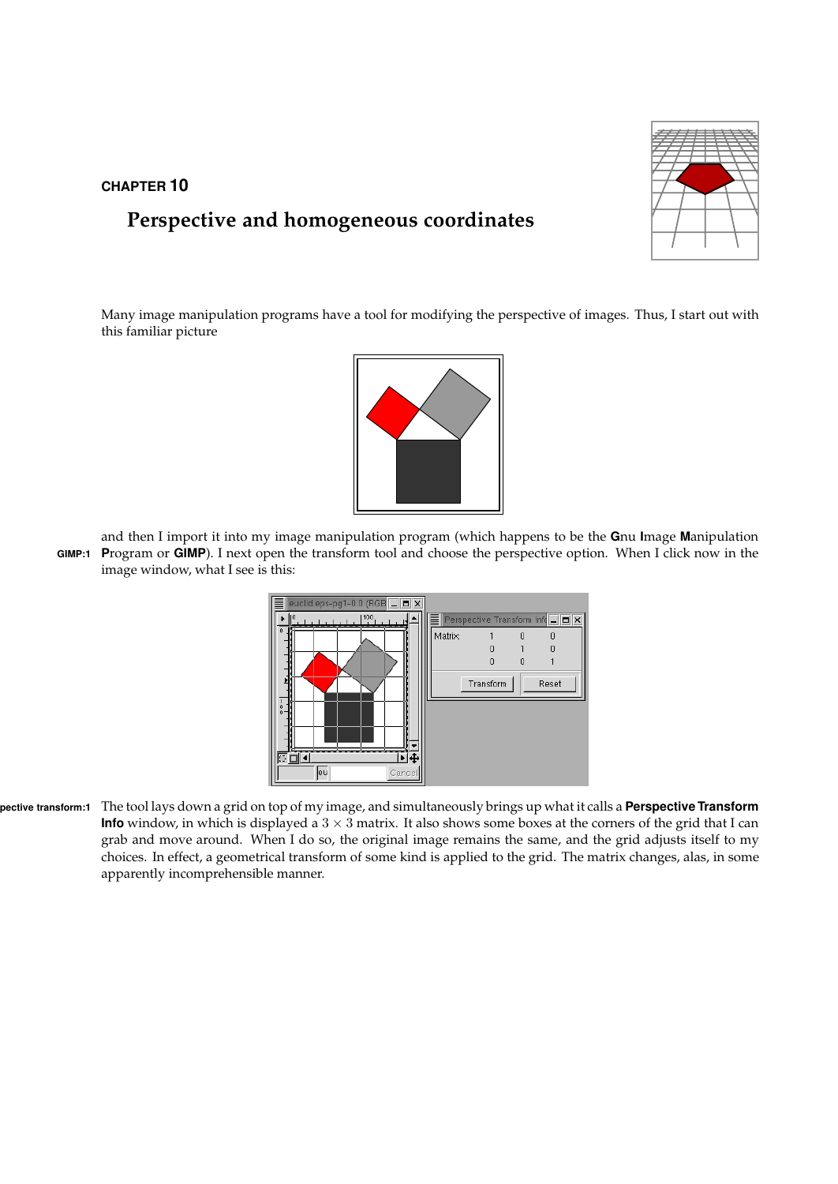CHAPTER 10

# Perspective and homogeneous coordinates

Many image manipulation programs have a tool for modifying the perspective of images. Thus, I start out with this familiar picture

and then I import it into my image manipulation program (which happens to be the **G**nu **I**mage **M**anipulation **P**rogram or **GIMP**). I next open the transform tool and choose the perspective option. When I click now in the image window, what I see is this:

The tool lays down a grid on top of my image, and simultaneously brings up what it calls a **Perspective Transform Info** window, in which is displayed a $3 \times 3$ matrix. It also shows some boxes at the corners of the grid that I can grab and move around. When I do so, the original image remains the same, and the grid adjusts itself to my choices. In effect, a geometrical transform of some kind is applied to the grid. The matrix changes, alas, in some apparently incomprehensible manner.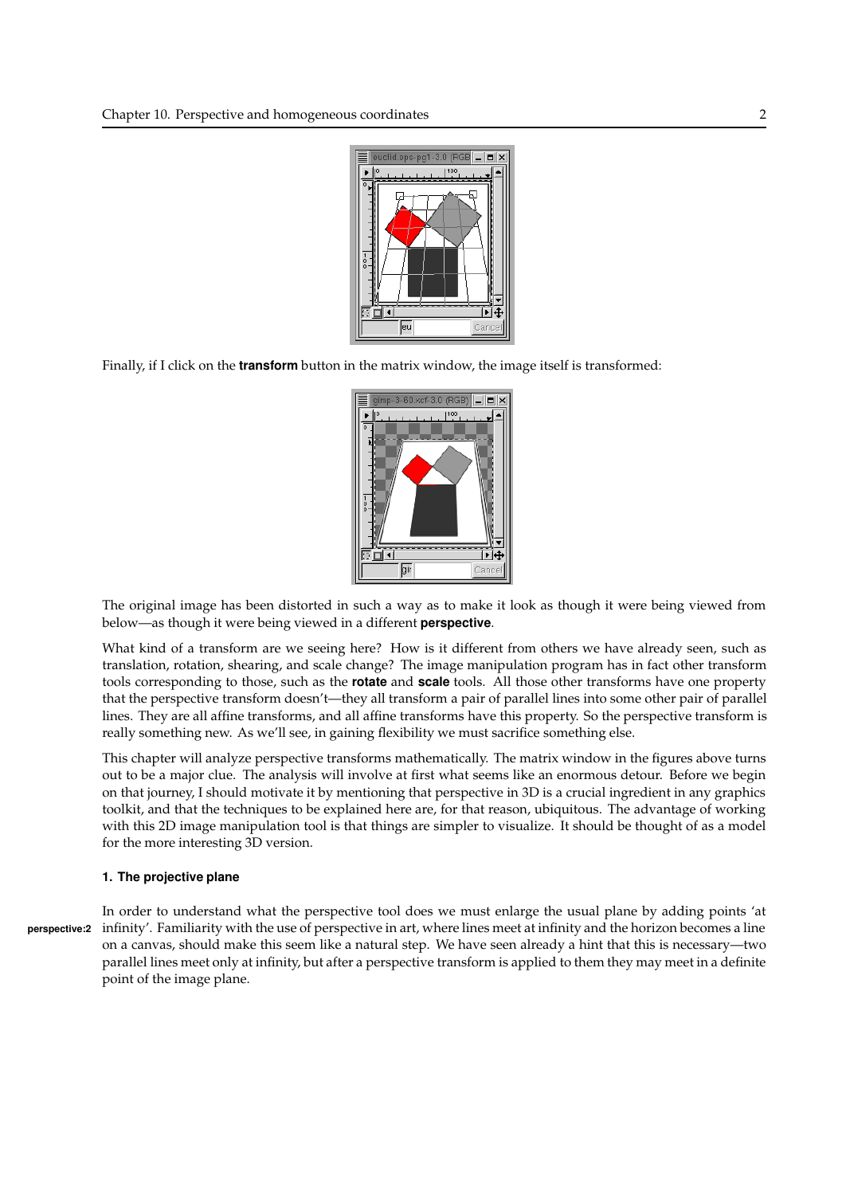Finally, if I click on the **transform** button in the matrix window, the image itself is transformed:

The original image has been distorted in such a way as to make it look as though it were being viewed from below—as though it were being viewed in a different **perspective**.

What kind of a transform are we seeing here? How is it different from others we have already seen, such as translation, rotation, shearing, and scale change? The image manipulation program has in fact other transform tools corresponding to those, such as the **rotate** and **scale** tools. All those other transforms have one property that the perspective transform doesn't—they all transform a pair of parallel lines into some other pair of parallel lines. They are all affine transforms, and all affine transforms have this property. So the perspective transform is really something new. As we'll see, in gaining flexibility we must sacrifice something else.

This chapter will analyze perspective transforms mathematically. The matrix window in the figures above turns out to be a major clue. The analysis will involve at first what seems like an enormous detour. Before we begin on that journey, I should motivate it by mentioning that perspective in 3D is a crucial ingredient in any graphics toolkit, and that the techniques to be explained here are, for that reason, ubiquitous. The advantage of working with this 2D image manipulation tool is that things are simpler to visualize. It should be thought of as a model for the more interesting 3D version.

#### 1. The projective plane

In order to understand what the perspective tool does we must enlarge the usual plane by adding points 'at infinity'. Familiarity with the use of perspective in art, where lines meet at infinity and the horizon becomes a line on a canvas, should make this seem like a natural step. We have seen already a hint that this is necessary—two parallel lines meet only at infinity, but after a perspective transform is applied to them they may meet in a definite point of the image plane.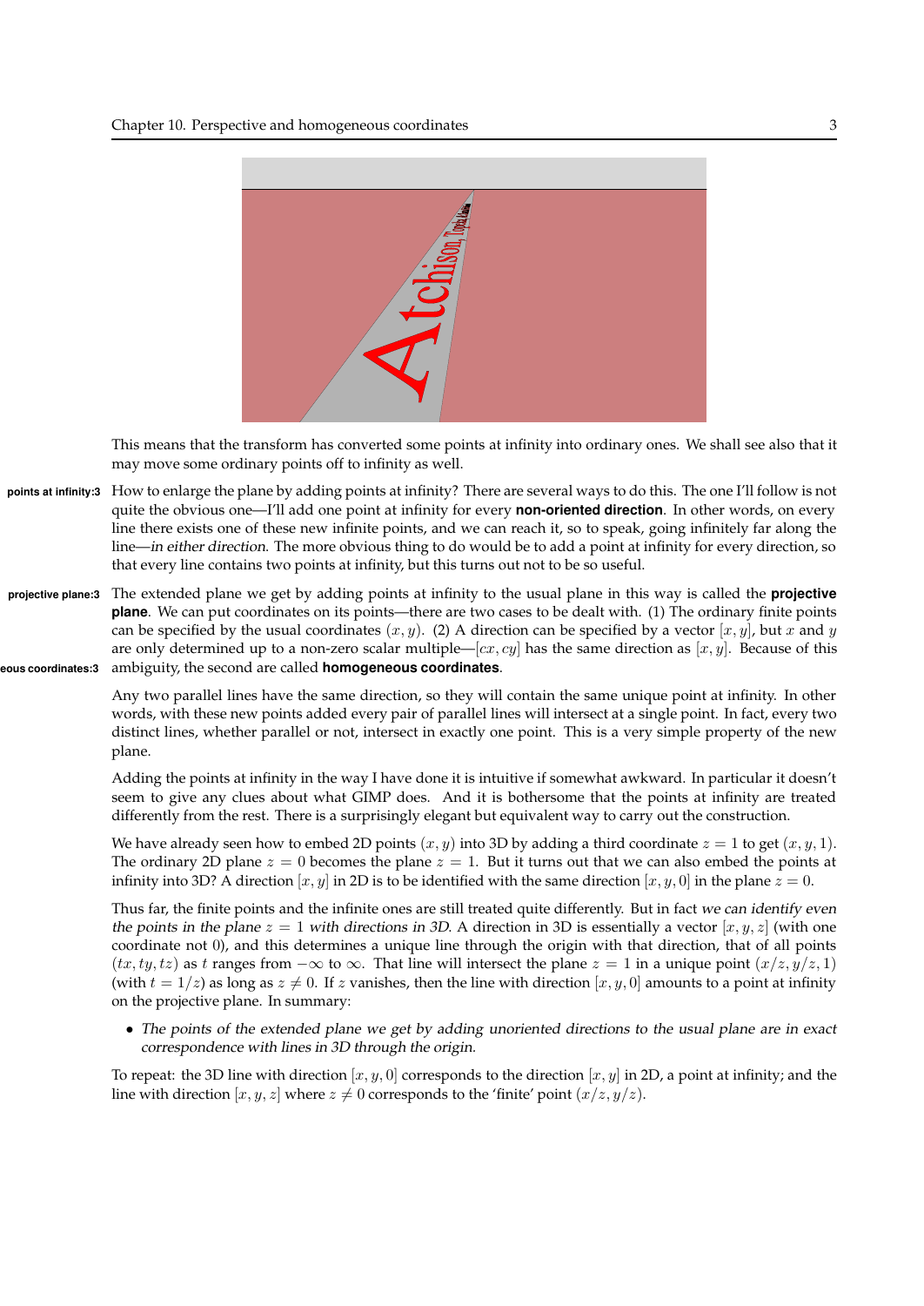This means that the transform has converted some points at infinity into ordinary ones. We shall see also that it may move some ordinary points off to infinity as well.

How to enlarge the plane by adding points at infinity? There are several ways to do this. The one I'll follow is not quite the obvious one—I'll add one point at infinity for every **non-oriented direction**. In other words, on every line there exists one of these new infinite points, and we can reach it, so to speak, going infinitely far along the line—*in either direction*. The more obvious thing to do would be to add a point at infinity for every direction, so that every line contains two points at infinity, but this turns out not to be so useful.

The extended plane we get by adding points at infinity to the usual plane in this way is called the **projective plane**. We can put coordinates on its points—there are two cases to be dealt with. (1) The ordinary finite points can be specified by the usual coordinates $(x, y)$. (2) A direction can be specified by a vector $[x, y]$, but $x$ and $y$ are only determined up to a non-zero scalar multiple—$[cx, cy]$ has the same direction as $[x, y]$. Because of this ambiguity, the second are called **homogeneous coordinates**.

Any two parallel lines have the same direction, so they will contain the same unique point at infinity. In other words, with these new points added every pair of parallel lines will intersect at a single point. In fact, every two distinct lines, whether parallel or not, intersect in exactly one point. This is a very simple property of the new plane.

Adding the points at infinity in the way I have done it is intuitive if somewhat awkward. In particular it doesn't seem to give any clues about what GIMP does. And it is bothersome that the points at infinity are treated differently from the rest. There is a surprisingly elegant but equivalent way to carry out the construction.

We have already seen how to embed 2D points $(x, y)$ into 3D by adding a third coordinate $z = 1$ to get $(x, y, 1)$. The ordinary 2D plane $z = 0$ becomes the plane $z = 1$. But it turns out that we can also embed the points at infinity into 3D? A direction $[x, y]$ in 2D is to be identified with the same direction $[x, y, 0]$ in the plane $z = 0$.

Thus far, the finite points and the infinite ones are still treated quite differently. But in fact *we can identify even the points in the plane $z = 1$ with directions in 3D*. A direction in 3D is essentially a vector $[x, y, z]$ (with one coordinate not 0), and this determines a unique line through the origin with that direction, that of all points $(tx, ty, tz)$ as $t$ ranges from $-\infty$ to $\infty$. That line will intersect the plane $z = 1$ in a unique point $(x/z, y/z, 1)$ (with $t = 1/z$) as long as $z \neq 0$. If $z$ vanishes, then the line with direction $[x, y, 0]$ amounts to a point at infinity on the projective plane. In summary:

- *The points of the extended plane we get by adding unoriented directions to the usual plane are in exact correspondence with lines in 3D through the origin.*

To repeat: the 3D line with direction $[x, y, 0]$ corresponds to the direction $[x, y]$ in 2D, a point at infinity; and the line with direction $[x, y, z]$ where $z \neq 0$ corresponds to the 'finite' point $(x/z, y/z)$.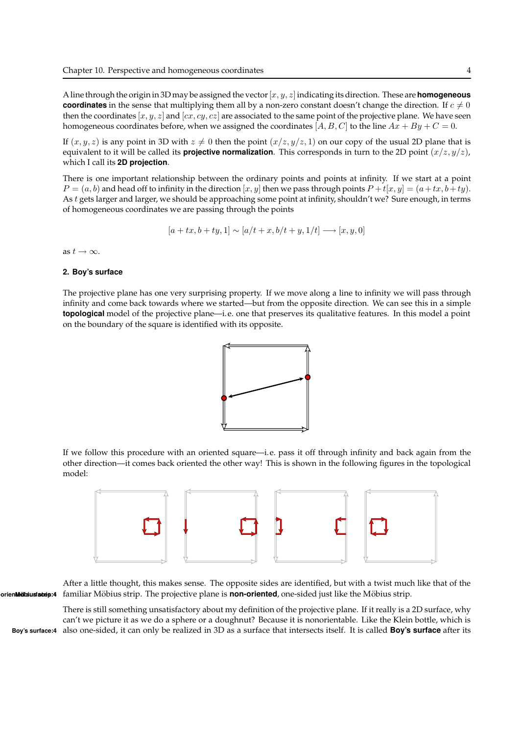A line through the origin in 3D may be assigned the vector $[x, y, z]$ indicating its direction. These are **homogeneous coordinates** in the sense that multiplying them all by a non-zero constant doesn't change the direction. If $c \neq 0$ then the coordinates $[x, y, z]$ and $[cx, cy, cz]$ are associated to the same point of the projective plane. We have seen homogeneous coordinates before, when we assigned the coordinates $[A, B, C]$ to the line $Ax + By + C = 0$.

If $(x, y, z)$ is any point in 3D with $z \neq 0$ then the point $(x/z, y/z, 1)$ on our copy of the usual 2D plane that is equivalent to it will be called its **projective normalization**. This corresponds in turn to the 2D point $(x/z, y/z)$, which I call its **2D projection**.

There is one important relationship between the ordinary points and points at infinity. If we start at a point $P = (a, b)$ and head off to infinity in the direction $[x, y]$ then we pass through points $P + t[x, y] = (a + tx, b + ty)$. As $t$ gets larger and larger, we should be approaching some point at infinity, shouldn't we? Sure enough, in terms of homogeneous coordinates we are passing through the points

$$[a + tx, b + ty, 1] \sim [a/t + x, b/t + y, 1/t] \longrightarrow [x, y, 0]$$

as $t \to \infty$.

### 2. Boy's surface

The projective plane has one very surprising property. If we move along a line to infinity we will pass through infinity and come back towards where we started—but from the opposite direction. We can see this in a simple **topological** model of the projective plane—i.e. one that preserves its qualitative features. In this model a point on the boundary of the square is identified with its opposite.

If we follow this procedure with an oriented square—i.e. pass it off through infinity and back again from the other direction—it comes back oriented the other way! This is shown in the following figures in the topological model:

After a little thought, this makes sense. The opposite sides are identified, but with a twist much like that of the familiar Möbius strip. The projective plane is **non-oriented**, one-sided just like the Möbius strip.

There is still something unsatisfactory about my definition of the projective plane. If it really is a 2D surface, why can't we picture it as we do a sphere or a doughnut? Because it is nonorientable. Like the Klein bottle, which is also one-sided, it can only be realized in 3D as a surface that intersects itself. It is called **Boy's surface** after its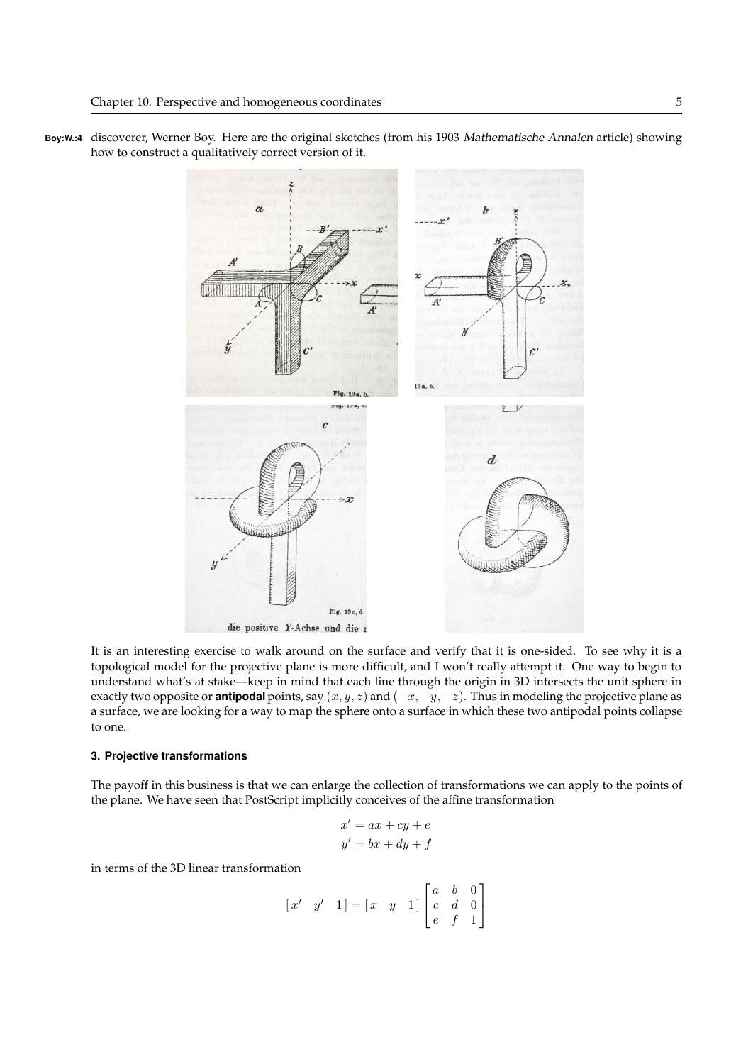discoverer, Werner Boy. Here are the original sketches (from his 1903 *Mathematische Annalen* article) showing how to construct a qualitatively correct version of it.

It is an interesting exercise to walk around on the surface and verify that it is one-sided. To see why it is a topological model for the projective plane is more difficult, and I won't really attempt it. One way to begin to understand what's at stake—keep in mind that each line through the origin in 3D intersects the unit sphere in exactly two opposite or **antipodal** points, say $(x, y, z)$ and $(-x, -y, -z)$. Thus in modeling the projective plane as a surface, we are looking for a way to map the sphere onto a surface in which these two antipodal points collapse to one.

### 3. Projective transformations

The payoff in this business is that we can enlarge the collection of transformations we can apply to the points of the plane. We have seen that PostScript implicitly conceives of the affine transformation

$$
\begin{aligned}
x' &= ax + cy + e \\
y' &= bx + dy + f
\end{aligned}
$$

in terms of the 3D linear transformation

$$
\begin{bmatrix} x' & y' & 1 \end{bmatrix} = \begin{bmatrix} x & y & 1 \end{bmatrix} \begin{bmatrix} a & b & 0 \\ c & d & 0 \\ e & f & 1 \end{bmatrix}
$$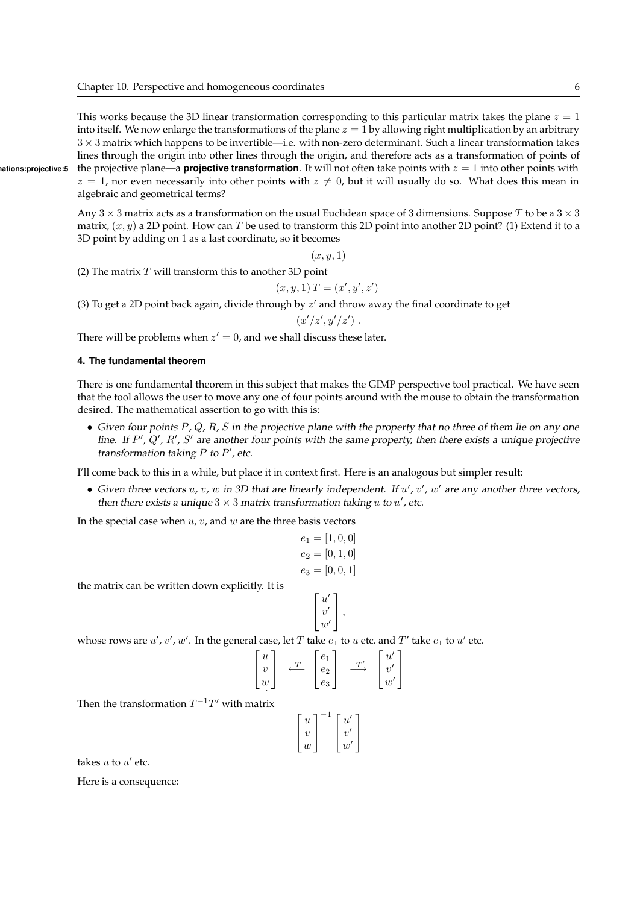This works because the 3D linear transformation corresponding to this particular matrix takes the plane $z = 1$ into itself. We now enlarge the transformations of the plane $z = 1$ by allowing right multiplication by an arbitrary $3 \times 3$ matrix which happens to be invertible—i.e. with non-zero determinant. Such a linear transformation takes lines through the origin into other lines through the origin, and therefore acts as a transformation of points of the projective plane—a **projective transformation**. It will not often take points with $z = 1$ into other points with $z = 1$, nor even necessarily into other points with $z \neq 0$, but it will usually do so. What does this mean in algebraic and geometrical terms?

Any $3 \times 3$ matrix acts as a transformation on the usual Euclidean space of 3 dimensions. Suppose $T$ to be a $3 \times 3$ matrix, $(x, y)$ a 2D point. How can $T$ be used to transform this 2D point into another 2D point? (1) Extend it to a 3D point by adding on 1 as a last coordinate, so it becomes

$$(x, y, 1)$$

(2) The matrix $T$ will transform this to another 3D point

$$(x, y, 1)\, T = (x', y', z')$$

(3) To get a 2D point back again, divide through by $z'$ and throw away the final coordinate to get

$$(x'/z', y'/z') \, .$$

There will be problems when $z' = 0$, and we shall discuss these later.

#### 4. The fundamental theorem

There is one fundamental theorem in this subject that makes the GIMP perspective tool practical. We have seen that the tool allows the user to move any one of four points around with the mouse to obtain the transformation desired. The mathematical assertion to go with this is:

- *Given four points $P$, $Q$, $R$, $S$ in the projective plane with the property that no three of them lie on any one line. If $P'$, $Q'$, $R'$, $S'$ are another four points with the same property, then there exists a unique projective transformation taking $P$ to $P'$, etc.*

I'll come back to this in a while, but place it in context first. Here is an analogous but simpler result:

- *Given three vectors $u$, $v$, $w$ in 3D that are linearly independent. If $u'$, $v'$, $w'$ are any another three vectors, then there exists a unique $3 \times 3$ matrix transformation taking $u$ to $u'$, etc.*

In the special case when $u$, $v$, and $w$ are the three basis vectors

$$\begin{aligned} e_1 &= [1, 0, 0] \\ e_2 &= [0, 1, 0] \\ e_3 &= [0, 0, 1] \end{aligned}$$

the matrix can be written down explicitly. It is

$$\begin{bmatrix} u' \\ v' \\ w' \end{bmatrix},$$

whose rows are $u'$, $v'$, $w'$. In the general case, let $T$ take $e_1$ to $u$ etc. and $T'$ take $e_1$ to $u'$ etc.

$$\begin{bmatrix} u \\ v \\ w \end{bmatrix} \xleftarrow{\;T\;} \begin{bmatrix} e_1 \\ e_2 \\ e_3 \end{bmatrix} \xrightarrow{\;T'\;} \begin{bmatrix} u' \\ v' \\ w' \end{bmatrix}$$

Then the transformation $T^{-1}T'$ with matrix

$$\begin{bmatrix} u \\ v \\ w \end{bmatrix}^{-1} \begin{bmatrix} u' \\ v' \\ w' \end{bmatrix}$$

takes $u$ to $u'$ etc.

Here is a consequence: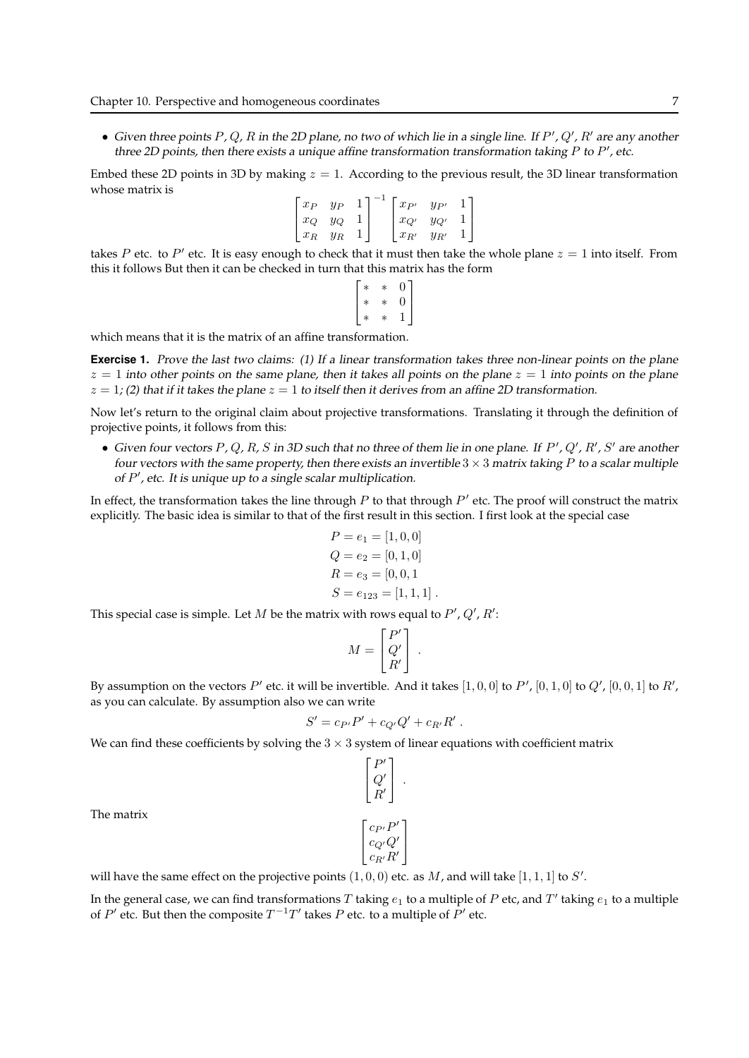- *Given three points $P$, $Q$, $R$ in the 2D plane, no two of which lie in a single line. If $P'$, $Q'$, $R'$ are any another three 2D points, then there exists a unique affine transformation transformation taking $P$ to $P'$, etc.*

Embed these 2D points in 3D by making $z = 1$. According to the previous result, the 3D linear transformation whose matrix is

$$\begin{bmatrix} x_P & y_P & 1 \\ x_Q & y_Q & 1 \\ x_R & y_R & 1 \end{bmatrix}^{-1} \begin{bmatrix} x_{P'} & y_{P'} & 1 \\ x_{Q'} & y_{Q'} & 1 \\ x_{R'} & y_{R'} & 1 \end{bmatrix}$$

takes $P$ etc. to $P'$ etc. It is easy enough to check that it must then take the whole plane $z = 1$ into itself. From this it follows But then it can be checked in turn that this matrix has the form

$$\begin{bmatrix} * & * & 0 \\ * & * & 0 \\ * & * & 1 \end{bmatrix}$$

which means that it is the matrix of an affine transformation.

**Exercise 1.** *Prove the last two claims: (1) If a linear transformation takes three non-linear points on the plane $z = 1$ into other points on the same plane, then it takes all points on the plane $z = 1$ into points on the plane $z = 1$; (2) that if it takes the plane $z = 1$ to itself then it derives from an affine 2D transformation.*

Now let's return to the original claim about projective transformations. Translating it through the definition of projective points, it follows from this:

- *Given four vectors $P$, $Q$, $R$, $S$ in 3D such that no three of them lie in one plane. If $P'$, $Q'$, $R'$, $S'$ are another four vectors with the same property, then there exists an invertible $3 \times 3$ matrix taking $P$ to a scalar multiple of $P'$, etc. It is unique up to a single scalar multiplication.*

In effect, the transformation takes the line through $P$ to that through $P'$ etc. The proof will construct the matrix explicitly. The basic idea is similar to that of the first result in this section. I first look at the special case

$$\begin{aligned} P &= e_1 = [1, 0, 0] \\ Q &= e_2 = [0, 1, 0] \\ R &= e_3 = [0, 0, 1 \\ S &= e_{123} = [1, 1, 1] \, . \end{aligned}$$

This special case is simple. Let $M$ be the matrix with rows equal to $P'$, $Q'$, $R'$:

$$M = \begin{bmatrix} P' \\ Q' \\ R' \end{bmatrix} \, .$$

By assumption on the vectors $P'$ etc. it will be invertible. And it takes $[1, 0, 0]$ to $P'$, $[0, 1, 0]$ to $Q'$, $[0, 0, 1]$ to $R'$, as you can calculate. By assumption also we can write

$$S' = c_{P'} P' + c_{Q'} Q' + c_{R'} R' \, .$$

We can find these coefficients by solving the $3 \times 3$ system of linear equations with coefficient matrix

$$\begin{bmatrix} P' \\ Q' \\ R' \end{bmatrix} \, .$$

The matrix

$$\begin{bmatrix} c_{P'} P' \\ c_{Q'} Q' \\ c_{R'} R' \end{bmatrix}$$

will have the same effect on the projective points $(1, 0, 0)$ etc. as $M$, and will take $[1, 1, 1]$ to $S'$.

In the general case, we can find transformations $T$ taking $e_1$ to a multiple of $P$ etc, and $T'$ taking $e_1$ to a multiple of $P'$ etc. But then the composite $T^{-1}T'$ takes $P$ etc. to a multiple of $P'$ etc.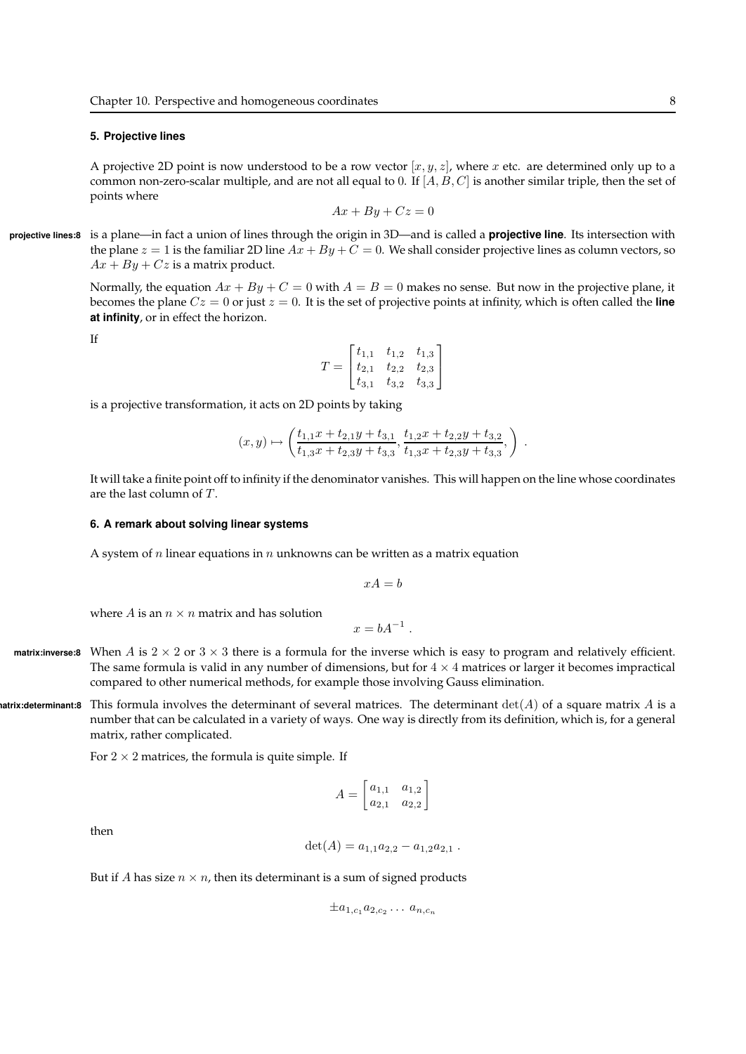### 5. Projective lines

A projective 2D point is now understood to be a row vector $[x, y, z]$, where $x$ etc. are determined only up to a common non-zero-scalar multiple, and are not all equal to 0. If $[A, B, C]$ is another similar triple, then the set of points where

$$Ax + By + Cz = 0$$

is a plane—in fact a union of lines through the origin in 3D—and is called a **projective line**. Its intersection with the plane $z = 1$ is the familiar 2D line $Ax + By + C = 0$. We shall consider projective lines as column vectors, so $Ax + By + Cz$ is a matrix product.

Normally, the equation $Ax + By + C = 0$ with $A = B = 0$ makes no sense. But now in the projective plane, it becomes the plane $Cz = 0$ or just $z = 0$. It is the set of projective points at infinity, which is often called the **line at infinity**, or in effect the horizon.

If

$$T = \begin{bmatrix} t_{1,1} & t_{1,2} & t_{1,3} \\ t_{2,1} & t_{2,2} & t_{2,3} \\ t_{3,1} & t_{3,2} & t_{3,3} \end{bmatrix}$$

is a projective transformation, it acts on 2D points by taking

$$(x, y) \mapsto \left( \frac{t_{1,1}x + t_{2,1}y + t_{3,1}}{t_{1,3}x + t_{2,3}y + t_{3,3}}, \frac{t_{1,2}x + t_{2,2}y + t_{3,2}}{t_{1,3}x + t_{2,3}y + t_{3,3}}, \right) .$$

It will take a finite point off to infinity if the denominator vanishes. This will happen on the line whose coordinates are the last column of $T$.

### 6. A remark about solving linear systems

A system of $n$ linear equations in $n$ unknowns can be written as a matrix equation

$$xA = b$$

where $A$ is an $n \times n$ matrix and has solution

$$x = bA^{-1} .$$

When $A$ is $2 \times 2$ or $3 \times 3$ there is a formula for the inverse which is easy to program and relatively efficient. The same formula is valid in any number of dimensions, but for $4 \times 4$ matrices or larger it becomes impractical compared to other numerical methods, for example those involving Gauss elimination.

This formula involves the determinant of several matrices. The determinant $\det(A)$ of a square matrix $A$ is a number that can be calculated in a variety of ways. One way is directly from its definition, which is, for a general matrix, rather complicated.

For $2 \times 2$ matrices, the formula is quite simple. If

$$A = \begin{bmatrix} a_{1,1} & a_{1,2} \\ a_{2,1} & a_{2,2} \end{bmatrix}$$

then

$$\det(A) = a_{1,1}a_{2,2} - a_{1,2}a_{2,1} .$$

But if $A$ has size $n \times n$, then its determinant is a sum of signed products

$$\pm a_{1,c_1} a_{2,c_2} \ldots \, a_{n,c_n}$$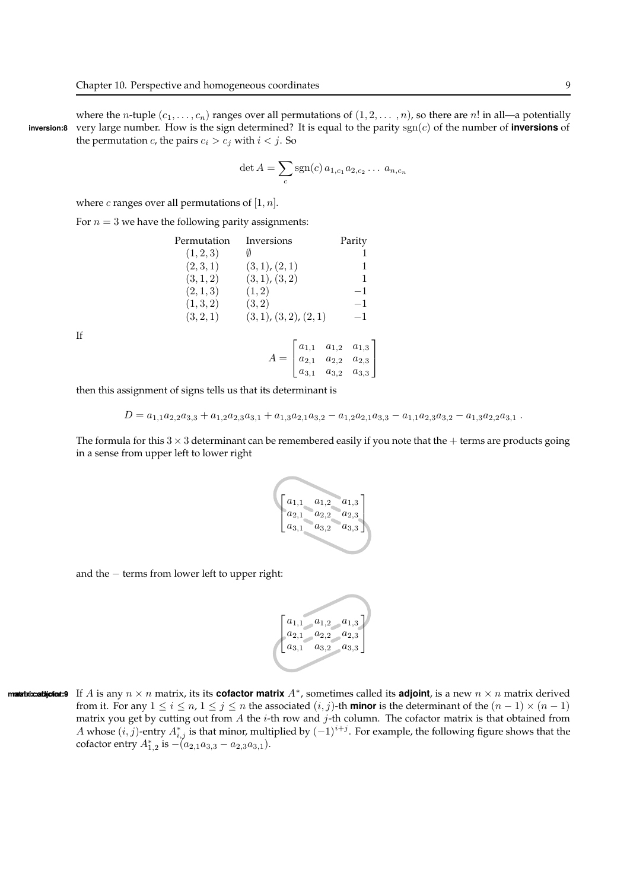where the $n$-tuple $(c_1, \ldots, c_n)$ ranges over all permutations of $(1, 2, \ldots, n)$, so there are $n!$ in all—a potentially very large number. How is the sign determined? It is equal to the parity $\mathrm{sgn}(c)$ of the number of **inversions** of the permutation $c$, the pairs $c_i > c_j$ with $i < j$. So

$$\det A = \sum_c \mathrm{sgn}(c)\, a_{1,c_1} a_{2,c_2} \ldots\, a_{n,c_n}$$

where $c$ ranges over all permutations of $[1, n]$.

For $n = 3$ we have the following parity assignments:

| Permutation | Inversions | Parity |
|---|---|---|
| $(1,2,3)$ | $\emptyset$ | $1$ |
| $(2,3,1)$ | $(3,1)$, $(2,1)$ | $1$ |
| $(3,1,2)$ | $(3,1)$, $(3,2)$ | $1$ |
| $(2,1,3)$ | $(1,2)$ | $-1$ |
| $(1,3,2)$ | $(3,2)$ | $-1$ |
| $(3,2,1)$ | $(3,1)$, $(3,2)$, $(2,1)$ | $-1$ |

If

$$A = \begin{bmatrix} a_{1,1} & a_{1,2} & a_{1,3} \\ a_{2,1} & a_{2,2} & a_{2,3} \\ a_{3,1} & a_{3,2} & a_{3,3} \end{bmatrix}$$

then this assignment of signs tells us that its determinant is

$$D = a_{1,1}a_{2,2}a_{3,3} + a_{1,2}a_{2,3}a_{3,1} + a_{1,3}a_{2,1}a_{3,2} - a_{1,2}a_{2,1}a_{3,3} - a_{1,1}a_{2,3}a_{3,2} - a_{1,3}a_{2,2}a_{3,1} .$$

The formula for this $3 \times 3$ determinant can be remembered easily if you note that the $+$ terms are products going in a sense from upper left to lower right

$$\begin{bmatrix} a_{1,1} & a_{1,2} & a_{1,3} \\ a_{2,1} & a_{2,2} & a_{2,3} \\ a_{3,1} & a_{3,2} & a_{3,3} \end{bmatrix}$$

and the $-$ terms from lower left to upper right:

$$\begin{bmatrix} a_{1,1} & a_{1,2} & a_{1,3} \\ a_{2,1} & a_{2,2} & a_{2,3} \\ a_{3,1} & a_{3,2} & a_{3,3} \end{bmatrix}$$

If $A$ is any $n \times n$ matrix, its its **cofactor matrix** $A^*$, sometimes called its **adjoint**, is a new $n \times n$ matrix derived from it. For any $1 \le i \le n$, $1 \le j \le n$ the associated $(i,j)$-th **minor** is the determinant of the $(n-1) \times (n-1)$ matrix you get by cutting out from $A$ the $i$-th row and $j$-th column. The cofactor matrix is that obtained from $A$ whose $(i,j)$-entry $A^*_{i,j}$ is that minor, multiplied by $(-1)^{i+j}$. For example, the following figure shows that the cofactor entry $A^*_{1,2}$ is $-(a_{2,1}a_{3,3} - a_{2,3}a_{3,1})$.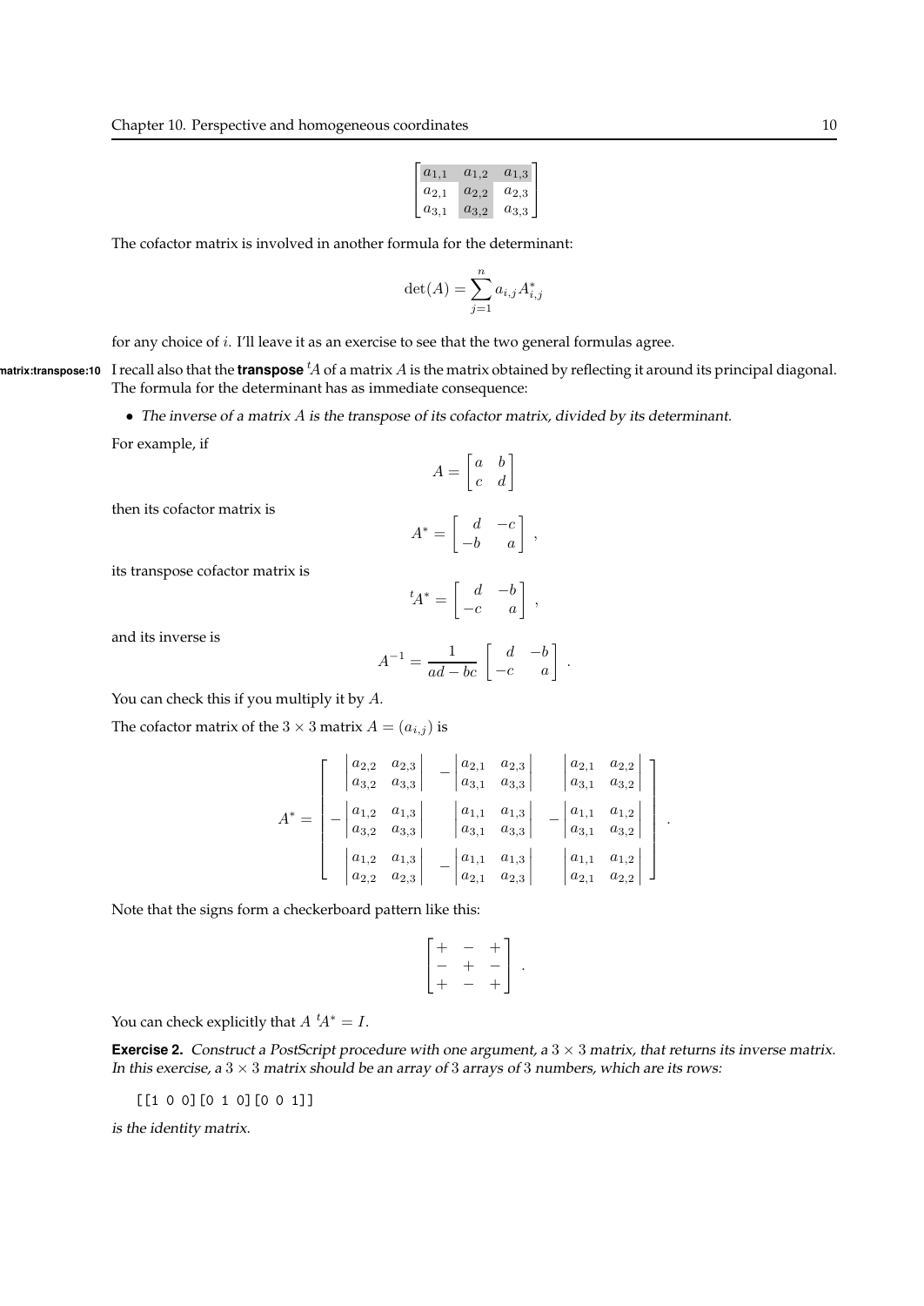$$\begin{bmatrix} a_{1,1} & a_{1,2} & a_{1,3} \\ a_{2,1} & a_{2,2} & a_{2,3} \\ a_{3,1} & a_{3,2} & a_{3,3} \end{bmatrix}$$

The cofactor matrix is involved in another formula for the determinant:

$$\det(A) = \sum_{j=1}^{n} a_{i,j} A^*_{i,j}$$

for any choice of $i$. I'll leave it as an exercise to see that the two general formulas agree.

I recall also that the **transpose** ${}^tA$ of a matrix $A$ is the matrix obtained by reflecting it around its principal diagonal. The formula for the determinant has as immediate consequence:

- *The inverse of a matrix $A$ is the transpose of its cofactor matrix, divided by its determinant.*

For example, if

$$A = \begin{bmatrix} a & b \\ c & d \end{bmatrix}$$

then its cofactor matrix is

$$A^* = \begin{bmatrix} d & -c \\ -b & a \end{bmatrix} ,$$

its transpose cofactor matrix is

$${}^tA^* = \begin{bmatrix} d & -b \\ -c & a \end{bmatrix} ,$$

and its inverse is

$$A^{-1} = \frac{1}{ad - bc} \begin{bmatrix} d & -b \\ -c & a \end{bmatrix} .$$

You can check this if you multiply it by $A$.

The cofactor matrix of the $3 \times 3$ matrix $A = (a_{i,j})$ is

$$A^* = \begin{bmatrix} \begin{vmatrix} a_{2,2} & a_{2,3} \\ a_{3,2} & a_{3,3} \end{vmatrix} & -\begin{vmatrix} a_{2,1} & a_{2,3} \\ a_{3,1} & a_{3,3} \end{vmatrix} & \begin{vmatrix} a_{2,1} & a_{2,2} \\ a_{3,1} & a_{3,2} \end{vmatrix} \\ -\begin{vmatrix} a_{1,2} & a_{1,3} \\ a_{3,2} & a_{3,3} \end{vmatrix} & \begin{vmatrix} a_{1,1} & a_{1,3} \\ a_{3,1} & a_{3,3} \end{vmatrix} & -\begin{vmatrix} a_{1,1} & a_{1,2} \\ a_{3,1} & a_{3,2} \end{vmatrix} \\ \begin{vmatrix} a_{1,2} & a_{1,3} \\ a_{2,2} & a_{2,3} \end{vmatrix} & -\begin{vmatrix} a_{1,1} & a_{1,3} \\ a_{2,1} & a_{2,3} \end{vmatrix} & \begin{vmatrix} a_{1,1} & a_{1,2} \\ a_{2,1} & a_{2,2} \end{vmatrix} \end{bmatrix} .$$

Note that the signs form a checkerboard pattern like this:

$$\begin{bmatrix} + & - & + \\ - & + & - \\ + & - & + \end{bmatrix} .$$

You can check explicitly that $A \; {}^tA^* = I$.

**Exercise 2.** *Construct a PostScript procedure with one argument, a $3 \times 3$ matrix, that returns its inverse matrix. In this exercise, a $3 \times 3$ matrix should be an array of 3 arrays of 3 numbers, which are its rows:*

```
[[1 0 0][0 1 0][0 0 1]]
```

*is the identity matrix.*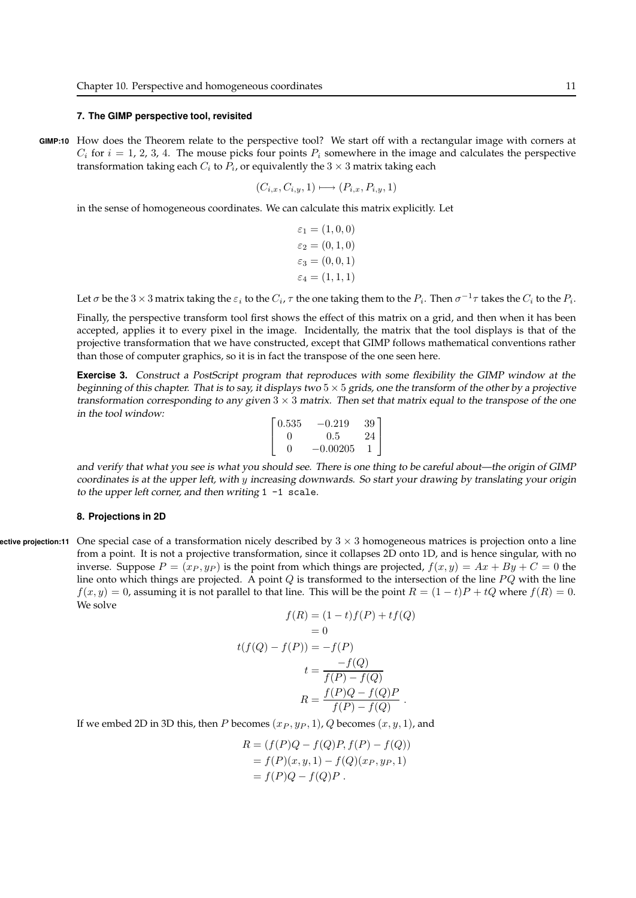### 7. The GIMP perspective tool, revisited

GIMP:10 How does the Theorem relate to the perspective tool? We start off with a rectangular image with corners at $C_i$ for $i = 1, 2, 3, 4$. The mouse picks four points $P_i$ somewhere in the image and calculates the perspective transformation taking each $C_i$ to $P_i$, or equivalently the $3 \times 3$ matrix taking each

$$(C_{i,x}, C_{i,y}, 1) \longmapsto (P_{i,x}, P_{i,y}, 1)$$

in the sense of homogeneous coordinates. We can calculate this matrix explicitly. Let

$$\begin{aligned}
\varepsilon_1 &= (1, 0, 0) \\
\varepsilon_2 &= (0, 1, 0) \\
\varepsilon_3 &= (0, 0, 1) \\
\varepsilon_4 &= (1, 1, 1)
\end{aligned}$$

Let $\sigma$ be the $3 \times 3$ matrix taking the $\varepsilon_i$ to the $C_i$, $\tau$ the one taking them to the $P_i$. Then $\sigma^{-1}\tau$ takes the $C_i$ to the $P_i$.

Finally, the perspective transform tool first shows the effect of this matrix on a grid, and then when it has been accepted, applies it to every pixel in the image. Incidentally, the matrix that the tool displays is that of the projective transformation that we have constructed, except that GIMP follows mathematical conventions rather than those of computer graphics, so it is in fact the transpose of the one seen here.

**Exercise 3.** *Construct a PostScript program that reproduces with some flexibility the GIMP window at the beginning of this chapter. That is to say, it displays two $5 \times 5$ grids, one the transform of the other by a projective transformation corresponding to any given $3 \times 3$ matrix. Then set that matrix equal to the transpose of the one in the tool window:*

$$\begin{bmatrix} 0.535 & -0.219 & 39 \\ 0 & 0.5 & 24 \\ 0 & -0.00205 & 1 \end{bmatrix}$$

*and verify that what you see is what you should see. There is one thing to be careful about—the origin of GIMP coordinates is at the upper left, with $y$ increasing downwards. So start your drawing by translating your origin to the upper left corner, and then writing* `1 -1 scale`.

### 8. Projections in 2D

ective projection:11 One special case of a transformation nicely described by $3 \times 3$ homogeneous matrices is projection onto a line from a point. It is not a projective transformation, since it collapses 2D onto 1D, and is hence singular, with no inverse. Suppose $P = (x_P, y_P)$ is the point from which things are projected, $f(x, y) = Ax + By + C = 0$ the line onto which things are projected. A point $Q$ is transformed to the intersection of the line $PQ$ with the line $f(x, y) = 0$, assuming it is not parallel to that line. This will be the point $R = (1 - t)P + tQ$ where $f(R) = 0$. We solve

$$\begin{aligned}
f(R) &= (1 - t)f(P) + tf(Q) \\
&= 0 \\
t(f(Q) - f(P)) &= -f(P) \\
t &= \frac{-f(Q)}{f(P) - f(Q)} \\
R &= \frac{f(P)Q - f(Q)P}{f(P) - f(Q)} \ .
\end{aligned}$$

If we embed 2D in 3D this, then $P$ becomes $(x_P, y_P, 1)$, $Q$ becomes $(x, y, 1)$, and

$$\begin{aligned}
R &= (f(P)Q - f(Q)P, f(P) - f(Q)) \\
&= f(P)(x, y, 1) - f(Q)(x_P, y_P, 1) \\
&= f(P)Q - f(Q)P \ .
\end{aligned}$$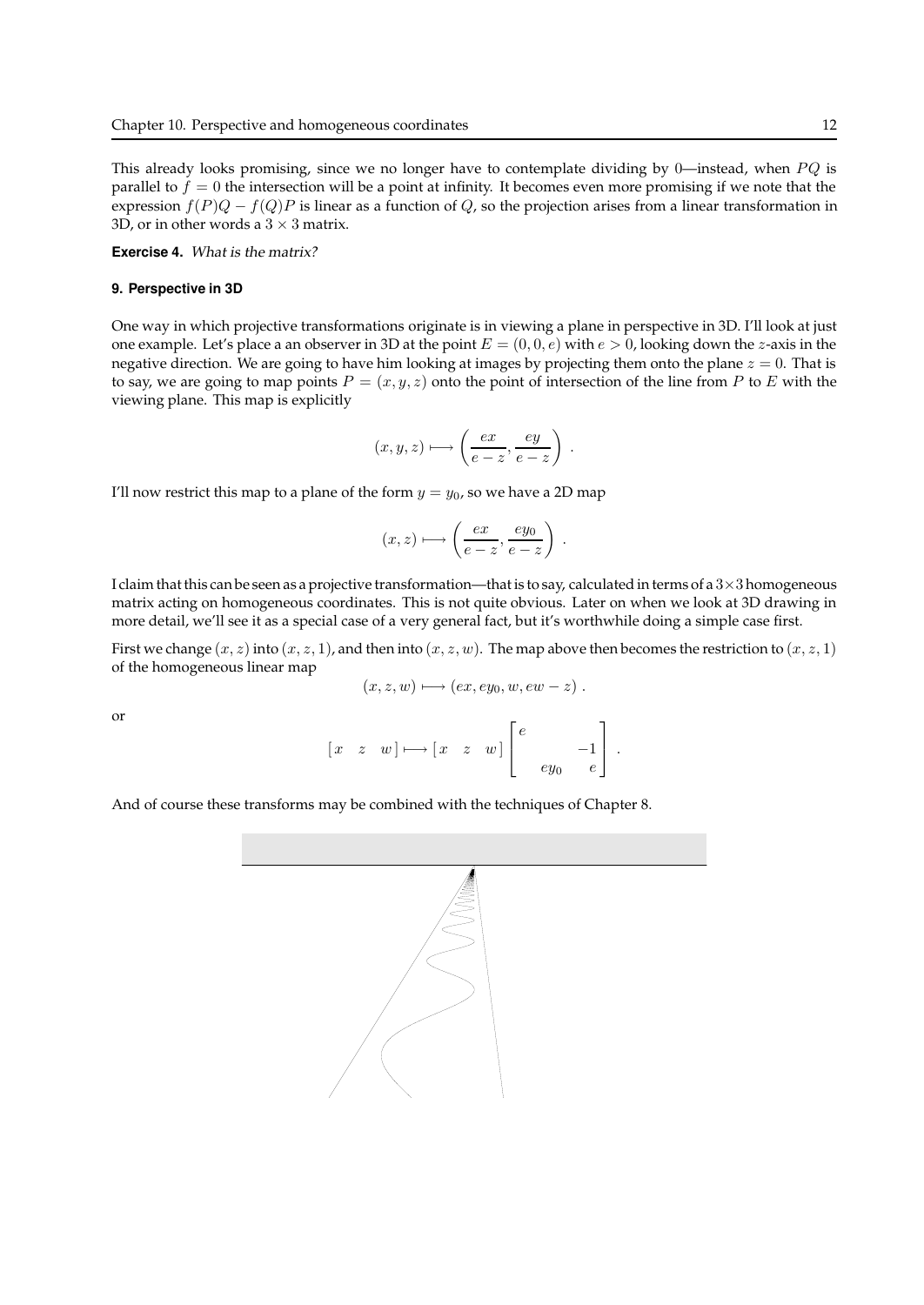This already looks promising, since we no longer have to contemplate dividing by 0—instead, when $PQ$ is parallel to $f = 0$ the intersection will be a point at infinity. It becomes even more promising if we note that the expression $f(P)Q - f(Q)P$ is linear as a function of $Q$, so the projection arises from a linear transformation in 3D, or in other words a $3 \times 3$ matrix.

**Exercise 4.** *What is the matrix?*

### 9. Perspective in 3D

One way in which projective transformations originate is in viewing a plane in perspective in 3D. I'll look at just one example. Let's place a an observer in 3D at the point $E = (0, 0, e)$ with $e > 0$, looking down the $z$-axis in the negative direction. We are going to have him looking at images by projecting them onto the plane $z = 0$. That is to say, we are going to map points $P = (x, y, z)$ onto the point of intersection of the line from $P$ to $E$ with the viewing plane. This map is explicitly

$$(x, y, z) \longmapsto \left( \frac{ex}{e - z}, \frac{ey}{e - z} \right) .$$

I'll now restrict this map to a plane of the form $y = y_0$, so we have a 2D map

$$(x, z) \longmapsto \left( \frac{ex}{e - z}, \frac{ey_0}{e - z} \right) .$$

I claim that this can be seen as a projective transformation—that is to say, calculated in terms of a $3 \times 3$ homogeneous matrix acting on homogeneous coordinates. This is not quite obvious. Later on when we look at 3D drawing in more detail, we'll see it as a special case of a very general fact, but it's worthwhile doing a simple case first.

First we change $(x, z)$ into $(x, z, 1)$, and then into $(x, z, w)$. The map above then becomes the restriction to $(x, z, 1)$ of the homogeneous linear map

$$(x, z, w) \longmapsto (ex, ey_0, w, ew - z) .$$

or

$$\begin{bmatrix} x & z & w \end{bmatrix} \longmapsto \begin{bmatrix} x & z & w \end{bmatrix} \begin{bmatrix} e & & \\ & & -1 \\ & ey_0 & e \end{bmatrix} .$$

And of course these transforms may be combined with the techniques of Chapter 8.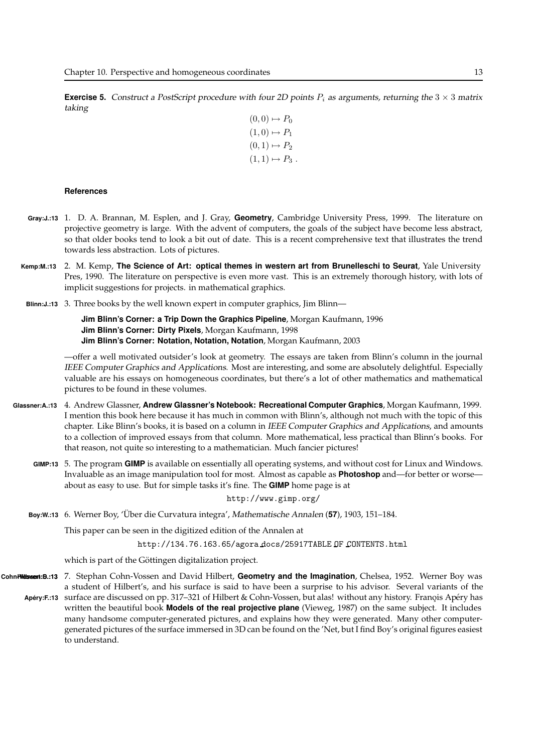**Exercise 5.** *Construct a PostScript procedure with four 2D points $P_i$ as arguments, returning the $3 \times 3$ matrix taking*

$$
\begin{aligned}
(0,0) &\mapsto P_0 \\
(1,0) &\mapsto P_1 \\
(0,1) &\mapsto P_2 \\
(1,1) &\mapsto P_3 \,.
\end{aligned}
$$

### References

1. D. A. Brannan, M. Esplen, and J. Gray, **Geometry**, Cambridge University Press, 1999. The literature on projective geometry is large. With the advent of computers, the goals of the subject have become less abstract, so that older books tend to look a bit out of date. This is a recent comprehensive text that illustrates the trend towards less abstraction. Lots of pictures.

2. M. Kemp, **The Science of Art: optical themes in western art from Brunelleschi to Seurat**, Yale University Pres, 1990. The literature on perspective is even more vast. This is an extremely thorough history, with lots of implicit suggestions for projects. in mathematical graphics.

3. Three books by the well known expert in computer graphics, Jim Blinn—

   **Jim Blinn's Corner: a Trip Down the Graphics Pipeline**, Morgan Kaufmann, 1996
   **Jim Blinn's Corner: Dirty Pixels**, Morgan Kaufmann, 1998
   **Jim Blinn's Corner: Notation, Notation, Notation**, Morgan Kaufmann, 2003

   —offer a well motivated outsider's look at geometry. The essays are taken from Blinn's column in the journal *IEEE Computer Graphics and Applications*. Most are interesting, and some are absolutely delightful. Especially valuable are his essays on homogeneous coordinates, but there's a lot of other mathematics and mathematical pictures to be found in these volumes.

4. Andrew Glassner, **Andrew Glassner's Notebook: Recreational Computer Graphics**, Morgan Kaufmann, 1999. I mention this book here because it has much in common with Blinn's, although not much with the topic of this chapter. Like Blinn's books, it is based on a column in *IEEE Computer Graphics and Applications*, and amounts to a collection of improved essays from that column. More mathematical, less practical than Blinn's books. For that reason, not quite so interesting to a mathematician. Much fancier pictures!

5. The program **GIMP** is available on essentially all operating systems, and without cost for Linux and Windows. Invaluable as an image manipulation tool for most. Almost as capable as **Photoshop** and—for better or worse—about as easy to use. But for simple tasks it's fine. The **GIMP** home page is at

   `http://www.gimp.org/`

6. Werner Boy, 'Über die Curvatura integra', *Mathematische Annalen* (**57**), 1903, 151–184.

   This paper can be seen in the digitized edition of the Annalen at

   `http://134.76.163.65/agora_docs/25917TABLE_OF_CONTENTS.html`

   which is part of the Göttingen digitalization project.

7. Stephan Cohn-Vossen and David Hilbert, **Geometry and the Imagination**, Chelsea, 1952. Werner Boy was a student of Hilbert's, and his surface is said to have been a surprise to his advisor. Several variants of the surface are discussed on pp. 317–321 of Hilbert & Cohn-Vossen, but alas! without any history. François Apéry has written the beautiful book **Models of the real projective plane** (Vieweg, 1987) on the same subject. It includes many handsome computer-generated pictures, and explains how they were generated. Many other computer-generated pictures of the surface immersed in 3D can be found on the 'Net, but I find Boy's original figures easiest to understand.